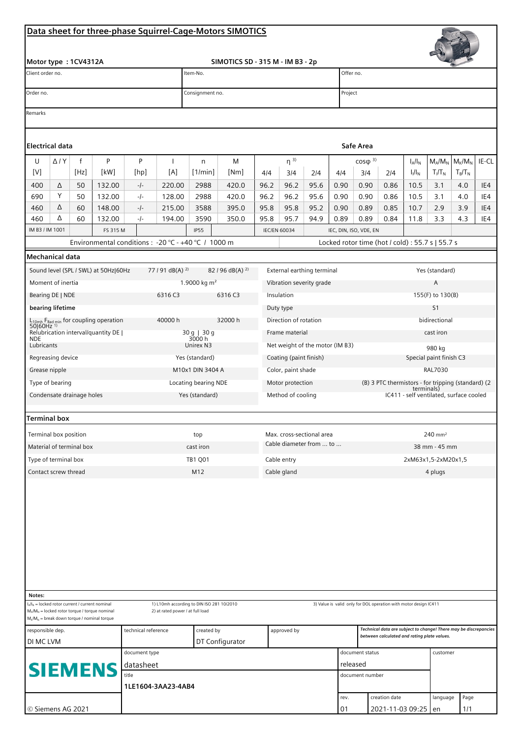## Data sheet for three-phase Squirrel-Cage-Motors SIMOTICS

**Motor type : 1CV4312A** SIMOTICS SD - 315 M - IM B3 - 2p

| Client order no. | Item-No. | Offer no. |
|---|---|---|
| Order no. | Consignment no. | Project |

Remarks

### Electrical data

**Safe Area**

| U [V] | Δ / Y | f [Hz] | P [kW] | P [hp] | I [A] | n [1/min] | M [Nm] | η [3)] 4/4 | η 3/4 | η 2/4 | cosφ [3)] 4/4 | cosφ 3/4 | cosφ 2/4 | $I_A/I_N$ $I_I/I_N$ | $M_A/M_N$ $T_I/T_N$ | $M_K/M_N$ $T_B/T_N$ | IE-CL |
|---|---|---|---|---|---|---|---|---|---|---|---|---|---|---|---|---|---|
| 400 | Δ | 50 | 132.00 | -/- | 220.00 | 2988 | 420.0 | 96.2 | 96.2 | 95.6 | 0.90 | 0.90 | 0.86 | 10.5 | 3.1 | 4.0 | IE4 |
| 690 | Y | 50 | 132.00 | -/- | 128.00 | 2988 | 420.0 | 96.2 | 96.2 | 95.6 | 0.90 | 0.90 | 0.86 | 10.5 | 3.1 | 4.0 | IE4 |
| 460 | Δ | 60 | 148.00 | -/- | 215.00 | 3588 | 395.0 | 95.8 | 95.8 | 95.2 | 0.90 | 0.89 | 0.85 | 10.7 | 2.9 | 3.9 | IE4 |
| 460 | Δ | 60 | 132.00 | -/- | 194.00 | 3590 | 350.0 | 95.8 | 95.7 | 94.9 | 0.89 | 0.89 | 0.84 | 11.8 | 3.3 | 4.3 | IE4 |
| IM B3 / IM 1001 | | | FS 315 M | | | IP55 | | IEC/EN 60034 | | | IEC, DIN, ISO, VDE, EN | | | | | | |

Environmental conditions : -20 °C - +40 °C / 1000 m

Locked rotor time (hot / cold) : 55.7 s | 55.7 s

### Mechanical data

| | | | | |
|---|---|---|---|---|
| Sound level (SPL / SWL) at 50Hz\|60Hz | 77 / 91 dB(A) [2)] | 82 / 96 dB(A) [2)] | External earthing terminal | Yes (standard) |
| Moment of inertia | 1.9000 kg m² | | Vibration severity grade | A |
| Bearing DE \| NDE | 6316 C3 | 6316 C3 | Insulation | 155(F) to 130(B) |
| **bearing lifetime** | | | Duty type | S1 |
| $L_{10mh}$ $F_{Rad\ min}$ for coupling operation 50\|60Hz [1)] | 40000 h | 32000 h | Direction of rotation | bidirectional |
| Relubrication interval/quantity DE \| NDE | 30 g \| 30 g 3000 h | | Frame material | cast iron |
| Lubricants | Unirex N3 | | Net weight of the motor (IM B3) | 980 kg |
| Regreasing device | Yes (standard) | | Coating (paint finish) | Special paint finish C3 |
| Grease nipple | M10x1 DIN 3404 A | | Color, paint shade | RAL7030 |
| Type of bearing | Locating bearing NDE | | Motor protection | (B) 3 PTC thermistors - for tripping (standard) (2 terminals) |
| Condensate drainage holes | Yes (standard) | | Method of cooling | IC411 - self ventilated, surface cooled |

### Terminal box

| | | | |
|---|---|---|---|
| Terminal box position | top | Max. cross-sectional area | 240 mm² |
| Material of terminal box | cast iron | Cable diameter from ... to ... | 38 mm - 45 mm |
| Type of terminal box | TB1 Q01 | Cable entry | 2xM63x1,5-2xM20x1,5 |
| Contact screw thread | M12 | Cable gland | 4 plugs |

**Notes:**

$I_A/I_N$ = locked rotor current / current nominal
$M_A/M_N$ = locked rotor torque / torque nominal
$M_K/M_N$ = break down torque / nominal torque

1) L10mh according to DIN ISO 281 10/2010
2) at rated power / at full load

3) Value is valid only for DOL operation with motor design IC411

| responsible dep. | technical reference | created by | approved by | *Technical data are subject to change! There may be discrepancies between calculated and rating plate values.* |
|---|---|---|---|---|
| DI MC LVM | | DT Configurator | | |

SIEMENS

| document type | document status | customer |
|---|---|---|
| datasheet | released | |
| title | document number | |
| 1LE1604-3AA23-4AB4 | | |

| rev. | creation date | language | Page |
|---|---|---|---|
| 01 | 2021-11-03 09:25 | en | 1/1 |

© Siemens AG 2021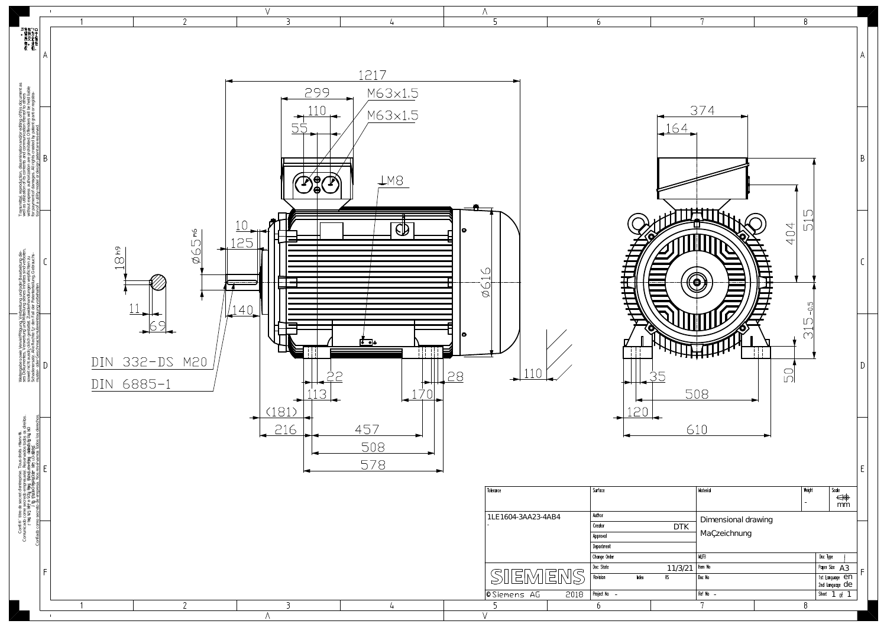1217

299

110

55

M63x1,5

M63x1,5

M8

374

164

404

515

10

125

Ø65 m6

18 h9

11

69

140

Ø616

315 -0,5

110

50

DIN 332-DS M20

DIN 6885-1

22

28

35

113

170

508

120

610

(181)

216

457

508

578

| Tolerance | Surface | Material | Weight | Scale |
| --- | --- | --- | --- | --- |
| 1LE1604-3AA23-4AB4 | Author | Dimensional drawing | - | mm |
| - | Creator DTK | Maßzeichnung | | |
| | Approval | | | |
| | Department | | | |
| | Change Order | MLFB | Doc Type | |
| SIEMENS | Doc State 11/3/21 | Item No | Paper Size A3 | |
| | Revision Index RS | Doc No | 1st Language en | |
| | | | 2nd Language de | |
| © Siemens AG 2018 | Project No - | Ref No - | Sheet 1 of 1 | |

Transmittal, reproduction, dissemination and/or editing of this document as well as utilization of its contents and communication thereof to others without express authorization are prohibited. Offenders will be held liable for payment of damages. All rights created by patent grant or registration of a utility model or design patent are reserved.

Weitergabe sowie Vervielfältigung, Verbreitung und/oder Bearbeitung dieses Dokumentes, Verwertung und Mitteilung seines Inhaltes sind verboten, soweit nicht ausdrücklich gestattet. Zuwiderhandlungen verpflichten zu Schadenersatz. Alle Rechte für den Fall der Patenterteilung, Gebrauchsmuster- oder Geschmacksmustereintragung vorbehalten.

Confié à titre de secret d'entreprise. Tous droits réservés.
Comunicado como secreto empresarial. Reservados todos los derechos.
Confiado como secreto de empresa. Nos reservamos todos los derechos.